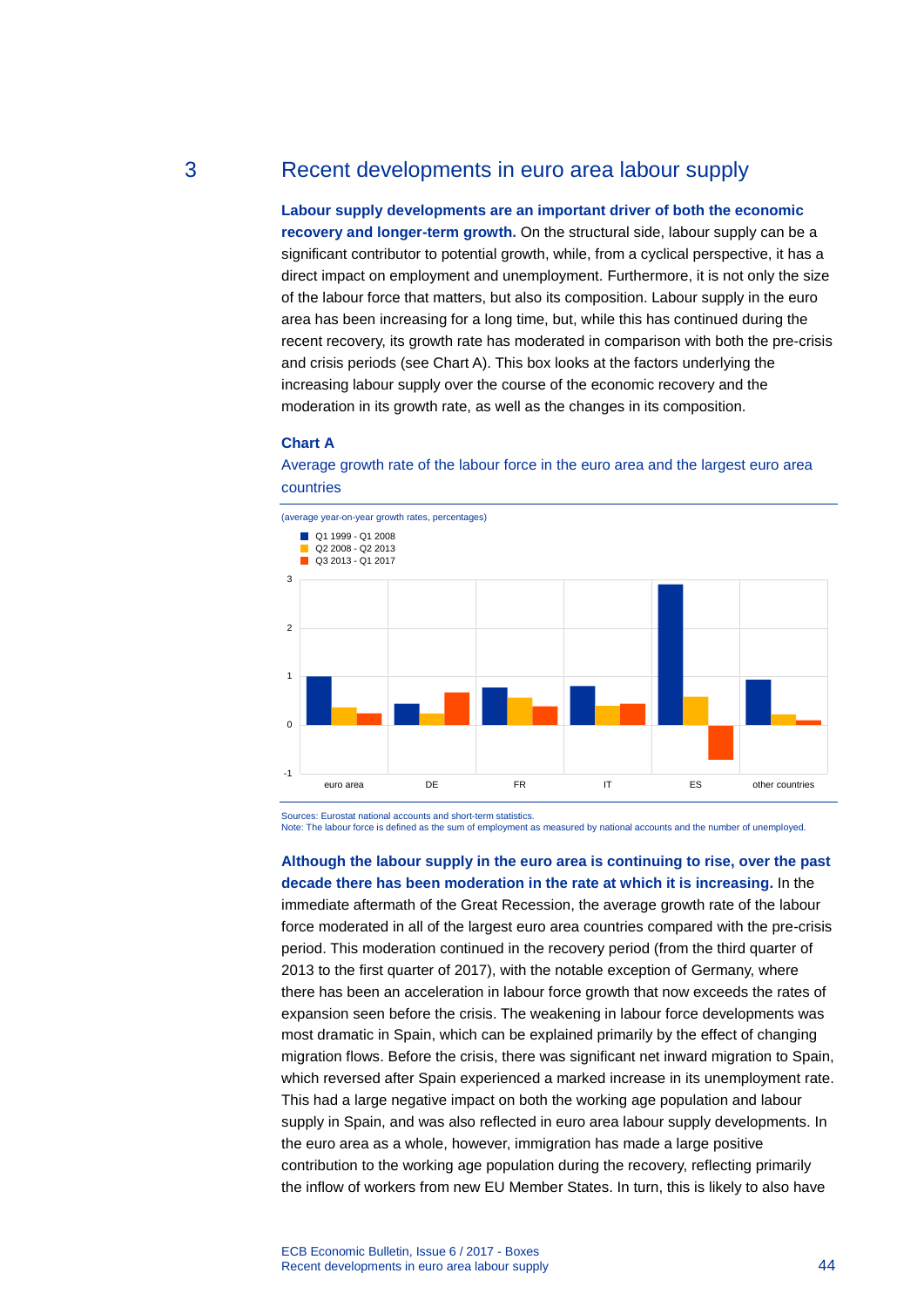## 3 Recent developments in euro area labour supply

**Labour supply developments are an important driver of both the economic recovery and longer-term growth.** On the structural side, labour supply can be a significant contributor to potential growth, while, from a cyclical perspective, it has a direct impact on employment and unemployment. Furthermore, it is not only the size of the labour force that matters, but also its composition. Labour supply in the euro area has been increasing for a long time, but, while this has continued during the recent recovery, its growth rate has moderated in comparison with both the pre-crisis and crisis periods (see Chart A). This box looks at the factors underlying the increasing labour supply over the course of the economic recovery and the moderation in its growth rate, as well as the changes in its composition.

**Chart A**

Average growth rate of the labour force in the euro area and the largest euro area countries

(average year-on-year growth rates, percentages)

Sources: Eurostat national accounts and short-term statistics.
Note: The labour force is defined as the sum of employment as measured by national accounts and the number of unemployed.

**Although the labour supply in the euro area is continuing to rise, over the past decade there has been moderation in the rate at which it is increasing.** In the immediate aftermath of the Great Recession, the average growth rate of the labour force moderated in all of the largest euro area countries compared with the pre-crisis period. This moderation continued in the recovery period (from the third quarter of 2013 to the first quarter of 2017), with the notable exception of Germany, where there has been an acceleration in labour force growth that now exceeds the rates of expansion seen before the crisis. The weakening in labour force developments was most dramatic in Spain, which can be explained primarily by the effect of changing migration flows. Before the crisis, there was significant net inward migration to Spain, which reversed after Spain experienced a marked increase in its unemployment rate. This had a large negative impact on both the working age population and labour supply in Spain, and was also reflected in euro area labour supply developments. In the euro area as a whole, however, immigration has made a large positive contribution to the working age population during the recovery, reflecting primarily the inflow of workers from new EU Member States. In turn, this is likely to also have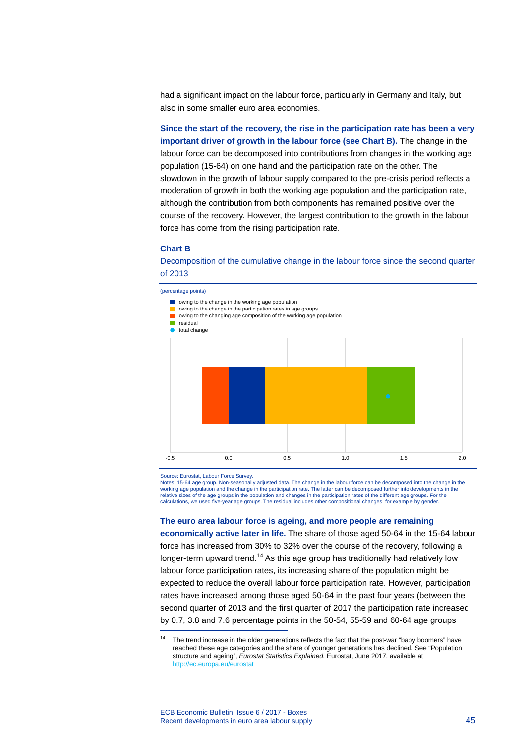had a significant impact on the labour force, particularly in Germany and Italy, but also in some smaller euro area economies.

**Since the start of the recovery, the rise in the participation rate has been a very important driver of growth in the labour force (see Chart B).** The change in the labour force can be decomposed into contributions from changes in the working age population (15-64) on one hand and the participation rate on the other. The slowdown in the growth of labour supply compared to the pre-crisis period reflects a moderation of growth in both the working age population and the participation rate, although the contribution from both components has remained positive over the course of the recovery. However, the largest contribution to the growth in the labour force has come from the rising participation rate.

**Chart B**

Decomposition of the cumulative change in the labour force since the second quarter of 2013

(percentage points)

- owing to the change in the working age population
- owing to the change in the participation rates in age groups
- owing to the changing age composition of the working age population
- residual
- total change

Source: Eurostat, Labour Force Survey.
Notes: 15-64 age group. Non-seasonally adjusted data. The change in the labour force can be decomposed into the change in the working age population and the change in the participation rate. The latter can be decomposed further into developments in the relative sizes of the age groups in the population and changes in the participation rates of the different age groups. For the calculations, we used five-year age groups. The residual includes other compositional changes, for example by gender.

**The euro area labour force is ageing, and more people are remaining economically active later in life.** The share of those aged 50-64 in the 15-64 labour force has increased from 30% to 32% over the course of the recovery, following a longer-term upward trend.[14] As this age group has traditionally had relatively low labour force participation rates, its increasing share of the population might be expected to reduce the overall labour force participation rate. However, participation rates have increased among those aged 50-64 in the past four years (between the second quarter of 2013 and the first quarter of 2017 the participation rate increased by 0.7, 3.8 and 7.6 percentage points in the 50-54, 55-59 and 60-64 age groups

[14] The trend increase in the older generations reflects the fact that the post-war "baby boomers" have reached these age categories and the share of younger generations has declined. See "Population structure and ageing", *Eurostat Statistics Explained*, Eurostat, June 2017, available at http://ec.europa.eu/eurostat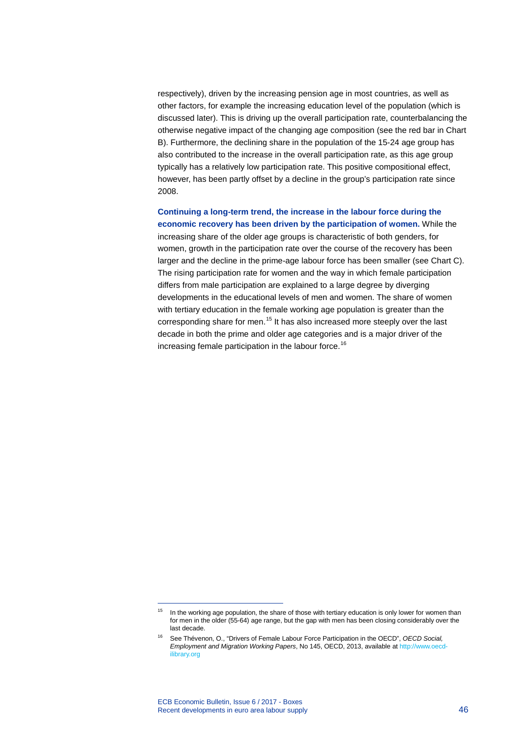respectively), driven by the increasing pension age in most countries, as well as other factors, for example the increasing education level of the population (which is discussed later). This is driving up the overall participation rate, counterbalancing the otherwise negative impact of the changing age composition (see the red bar in Chart B). Furthermore, the declining share in the population of the 15-24 age group has also contributed to the increase in the overall participation rate, as this age group typically has a relatively low participation rate. This positive compositional effect, however, has been partly offset by a decline in the group's participation rate since 2008.

**Continuing a long-term trend, the increase in the labour force during the economic recovery has been driven by the participation of women.** While the increasing share of the older age groups is characteristic of both genders, for women, growth in the participation rate over the course of the recovery has been larger and the decline in the prime-age labour force has been smaller (see Chart C). The rising participation rate for women and the way in which female participation differs from male participation are explained to a large degree by diverging developments in the educational levels of men and women. The share of women with tertiary education in the female working age population is greater than the corresponding share for men.[15] It has also increased more steeply over the last decade in both the prime and older age categories and is a major driver of the increasing female participation in the labour force.[16]

---

[15] In the working age population, the share of those with tertiary education is only lower for women than for men in the older (55-64) age range, but the gap with men has been closing considerably over the last decade.

[16] See Thévenon, O., "Drivers of Female Labour Force Participation in the OECD", *OECD Social, Employment and Migration Working Papers*, No 145, OECD, 2013, available at http://www.oecd-ilibrary.org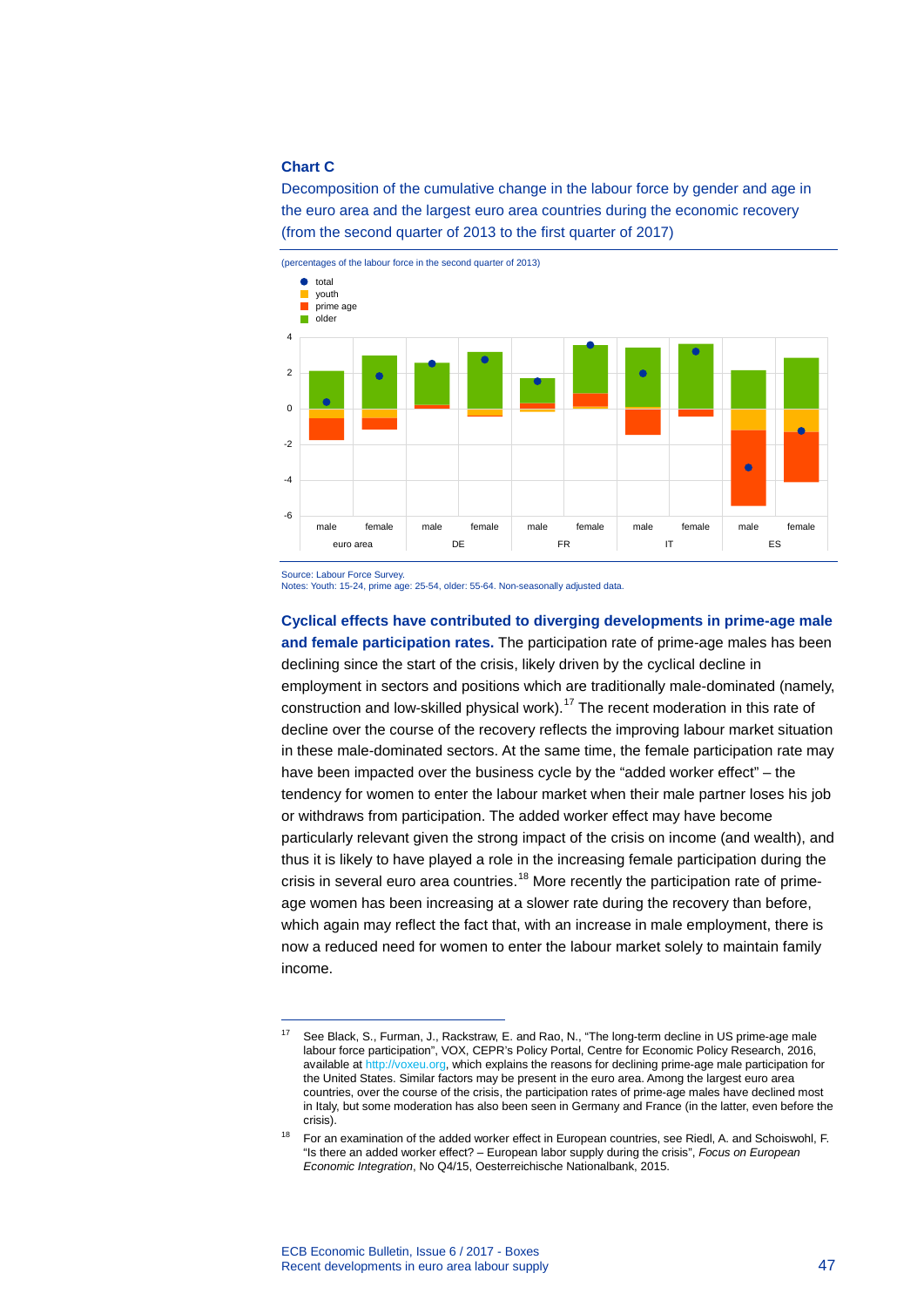**Chart C**

Decomposition of the cumulative change in the labour force by gender and age in the euro area and the largest euro area countries during the economic recovery (from the second quarter of 2013 to the first quarter of 2017)

(percentages of the labour force in the second quarter of 2013)

Source: Labour Force Survey.
Notes: Youth: 15-24, prime age: 25-54, older: 55-64. Non-seasonally adjusted data.

**Cyclical effects have contributed to diverging developments in prime-age male and female participation rates.** The participation rate of prime-age males has been declining since the start of the crisis, likely driven by the cyclical decline in employment in sectors and positions which are traditionally male-dominated (namely, construction and low-skilled physical work).[17] The recent moderation in this rate of decline over the course of the recovery reflects the improving labour market situation in these male-dominated sectors. At the same time, the female participation rate may have been impacted over the business cycle by the "added worker effect" – the tendency for women to enter the labour market when their male partner loses his job or withdraws from participation. The added worker effect may have become particularly relevant given the strong impact of the crisis on income (and wealth), and thus it is likely to have played a role in the increasing female participation during the crisis in several euro area countries.[18] More recently the participation rate of prime-age women has been increasing at a slower rate during the recovery than before, which again may reflect the fact that, with an increase in male employment, there is now a reduced need for women to enter the labour market solely to maintain family income.

---

[17] See Black, S., Furman, J., Rackstraw, E. and Rao, N., "The long-term decline in US prime-age male labour force participation", VOX, CEPR's Policy Portal, Centre for Economic Policy Research, 2016, available at http://voxeu.org, which explains the reasons for declining prime-age male participation for the United States. Similar factors may be present in the euro area. Among the largest euro area countries, over the course of the crisis, the participation rates of prime-age males have declined most in Italy, but some moderation has also been seen in Germany and France (in the latter, even before the crisis).

[18] For an examination of the added worker effect in European countries, see Riedl, A. and Schoiswohl, F. "Is there an added worker effect? – European labor supply during the crisis", *Focus on European Economic Integration*, No Q4/15, Oesterreichische Nationalbank, 2015.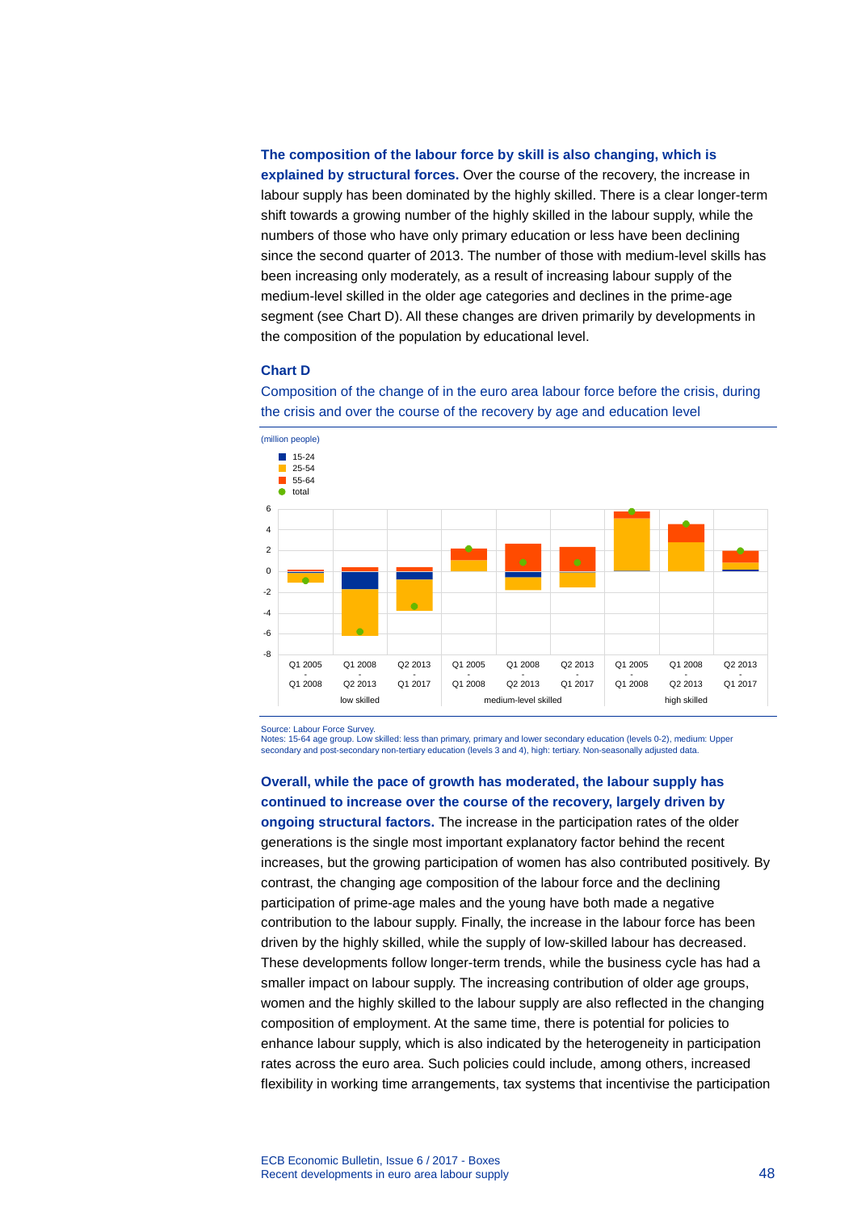**The composition of the labour force by skill is also changing, which is explained by structural forces.** Over the course of the recovery, the increase in labour supply has been dominated by the highly skilled. There is a clear longer-term shift towards a growing number of the highly skilled in the labour supply, while the numbers of those who have only primary education or less have been declining since the second quarter of 2013. The number of those with medium-level skills has been increasing only moderately, as a result of increasing labour supply of the medium-level skilled in the older age categories and declines in the prime-age segment (see Chart D). All these changes are driven primarily by developments in the composition of the population by educational level.

**Chart D**

Composition of the change of in the euro area labour force before the crisis, during the crisis and over the course of the recovery by age and education level

(million people)

Source: Labour Force Survey.
Notes: 15-64 age group. Low skilled: less than primary, primary and lower secondary education (levels 0-2), medium: Upper secondary and post-secondary non-tertiary education (levels 3 and 4), high: tertiary. Non-seasonally adjusted data.

**Overall, while the pace of growth has moderated, the labour supply has continued to increase over the course of the recovery, largely driven by ongoing structural factors.** The increase in the participation rates of the older generations is the single most important explanatory factor behind the recent increases, but the growing participation of women has also contributed positively. By contrast, the changing age composition of the labour force and the declining participation of prime-age males and the young have both made a negative contribution to the labour supply. Finally, the increase in the labour force has been driven by the highly skilled, while the supply of low-skilled labour has decreased. These developments follow longer-term trends, while the business cycle has had a smaller impact on labour supply. The increasing contribution of older age groups, women and the highly skilled to the labour supply are also reflected in the changing composition of employment. At the same time, there is potential for policies to enhance labour supply, which is also indicated by the heterogeneity in participation rates across the euro area. Such policies could include, among others, increased flexibility in working time arrangements, tax systems that incentivise the participation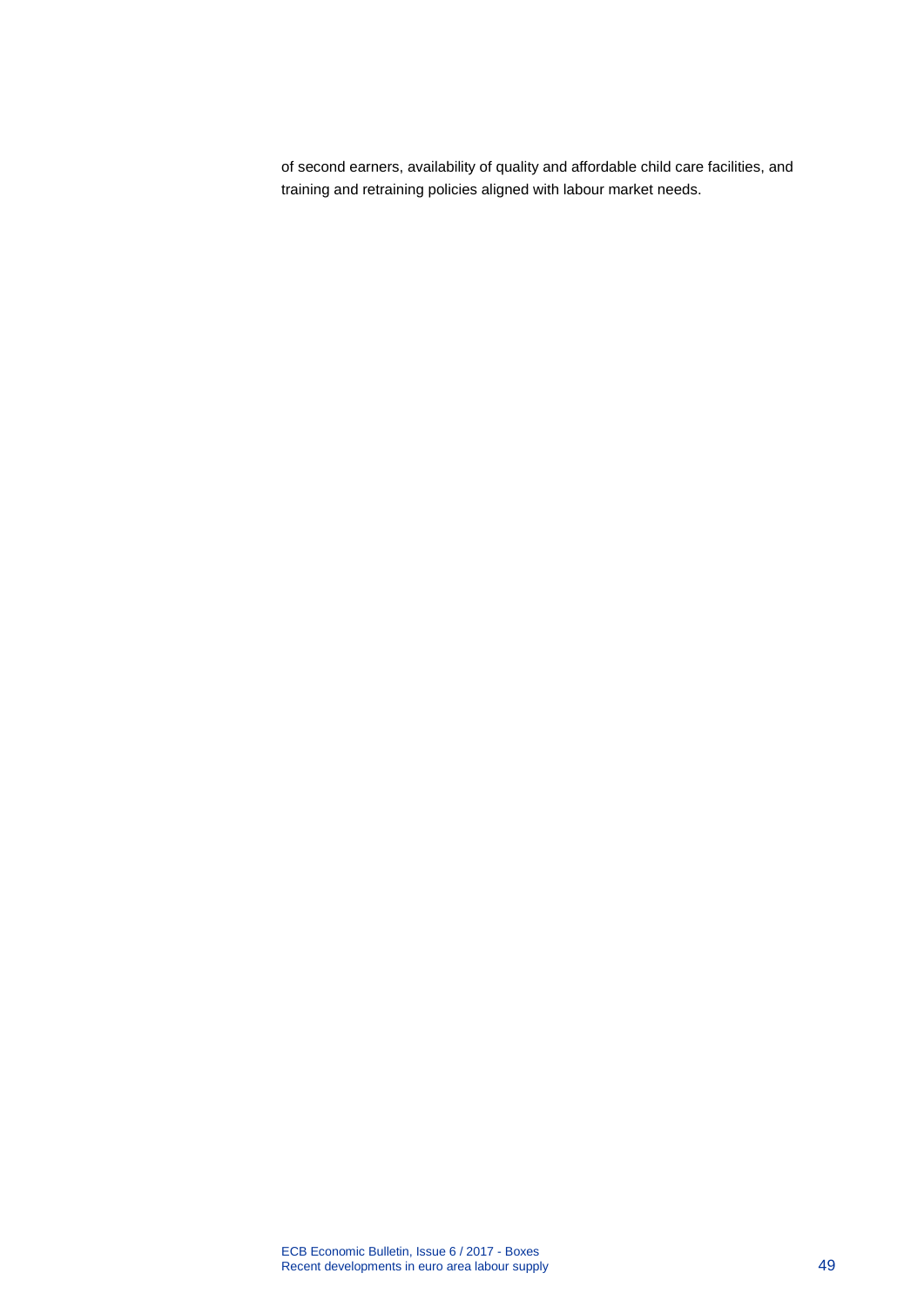of second earners, availability of quality and affordable child care facilities, and training and retraining policies aligned with labour market needs.